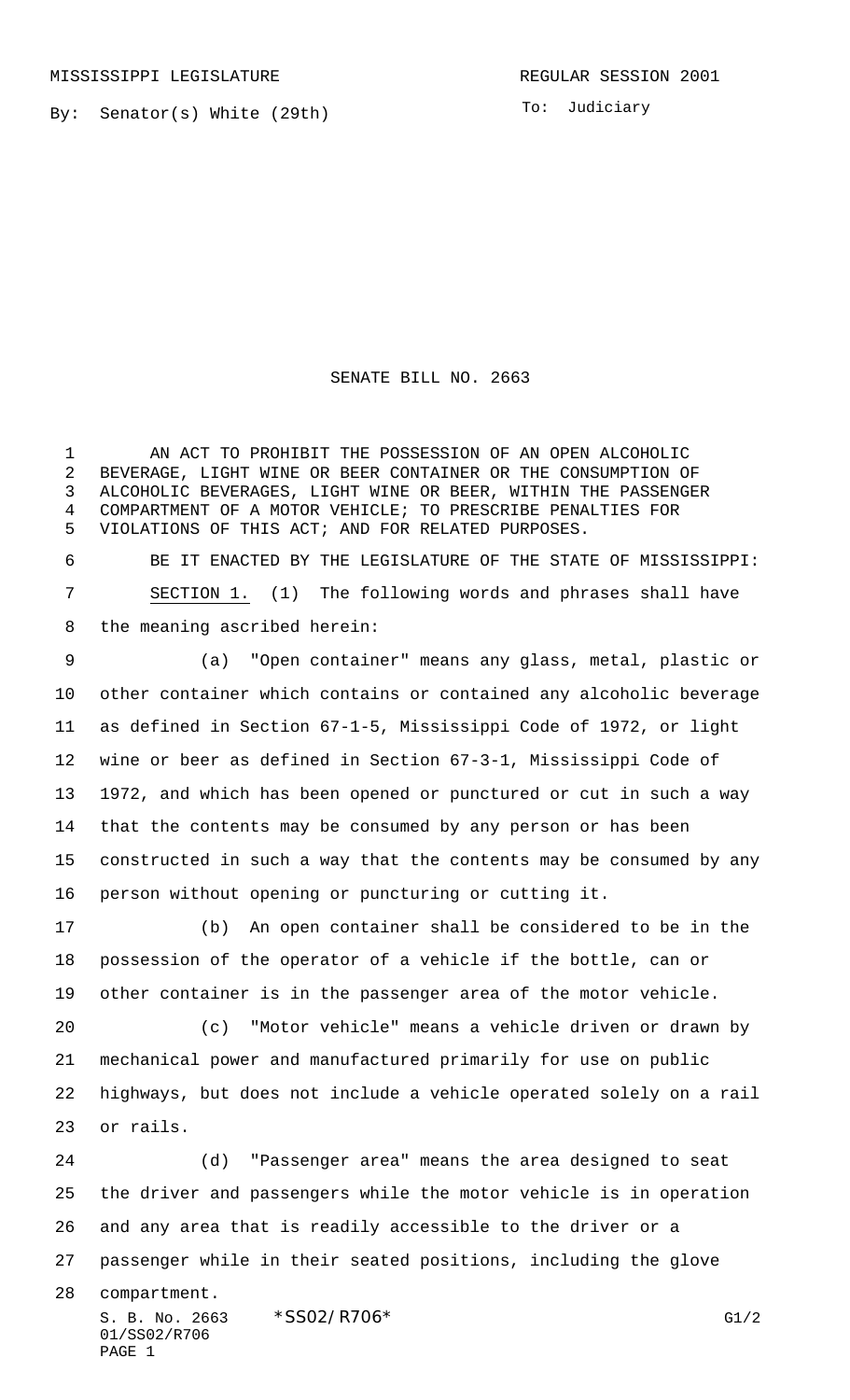MISSISSIPPI LEGISLATURE

REGULAR SESSION 2001

By: Senator(s) White (29th)

To: Judiciary

# SENATE BILL NO. 2663

AN ACT TO PROHIBIT THE POSSESSION OF AN OPEN ALCOHOLIC BEVERAGE, LIGHT WINE OR BEER CONTAINER OR THE CONSUMPTION OF ALCOHOLIC BEVERAGES, LIGHT WINE OR BEER, WITHIN THE PASSENGER COMPARTMENT OF A MOTOR VEHICLE; TO PRESCRIBE PENALTIES FOR VIOLATIONS OF THIS ACT; AND FOR RELATED PURPOSES.

BE IT ENACTED BY THE LEGISLATURE OF THE STATE OF MISSISSIPPI:

SECTION 1. (1) The following words and phrases shall have the meaning ascribed herein:

(a) "Open container" means any glass, metal, plastic or other container which contains or contained any alcoholic beverage as defined in Section 67-1-5, Mississippi Code of 1972, or light wine or beer as defined in Section 67-3-1, Mississippi Code of 1972, and which has been opened or punctured or cut in such a way that the contents may be consumed by any person or has been constructed in such a way that the contents may be consumed by any person without opening or puncturing or cutting it.

(b) An open container shall be considered to be in the possession of the operator of a vehicle if the bottle, can or other container is in the passenger area of the motor vehicle.

(c) "Motor vehicle" means a vehicle driven or drawn by mechanical power and manufactured primarily for use on public highways, but does not include a vehicle operated solely on a rail or rails.

(d) "Passenger area" means the area designed to seat the driver and passengers while the motor vehicle is in operation and any area that is readily accessible to the driver or a passenger while in their seated positions, including the glove compartment.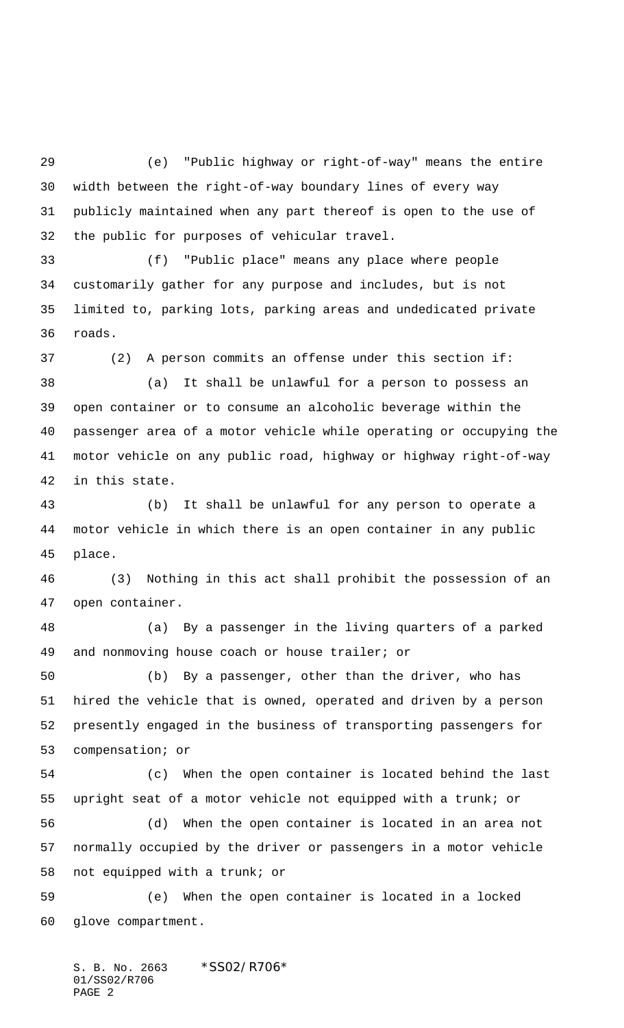(e) "Public highway or right-of-way" means the entire width between the right-of-way boundary lines of every way publicly maintained when any part thereof is open to the use of the public for purposes of vehicular travel.

(f) "Public place" means any place where people customarily gather for any purpose and includes, but is not limited to, parking lots, parking areas and undedicated private roads.

(2) A person commits an offense under this section if:

(a) It shall be unlawful for a person to possess an open container or to consume an alcoholic beverage within the passenger area of a motor vehicle while operating or occupying the motor vehicle on any public road, highway or highway right-of-way in this state.

(b) It shall be unlawful for any person to operate a motor vehicle in which there is an open container in any public place.

(3) Nothing in this act shall prohibit the possession of an open container.

(a) By a passenger in the living quarters of a parked and nonmoving house coach or house trailer; or

(b) By a passenger, other than the driver, who has hired the vehicle that is owned, operated and driven by a person presently engaged in the business of transporting passengers for compensation; or

(c) When the open container is located behind the last upright seat of a motor vehicle not equipped with a trunk; or

(d) When the open container is located in an area not normally occupied by the driver or passengers in a motor vehicle not equipped with a trunk; or

(e) When the open container is located in a locked glove compartment.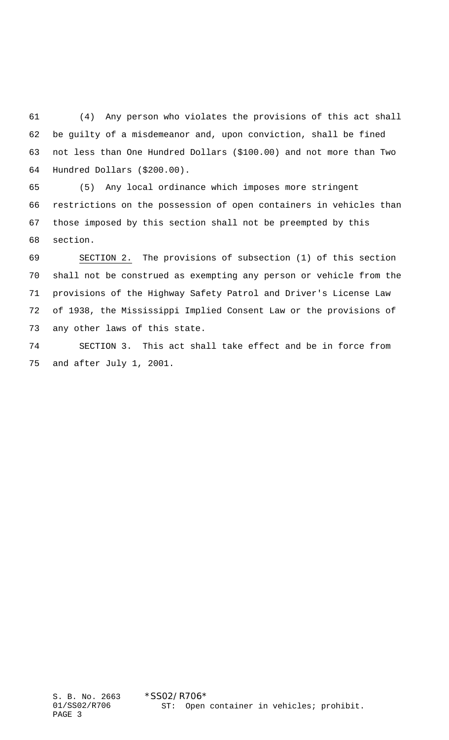(4) Any person who violates the provisions of this act shall be guilty of a misdemeanor and, upon conviction, shall be fined not less than One Hundred Dollars ($100.00) and not more than Two Hundred Dollars ($200.00).

(5) Any local ordinance which imposes more stringent restrictions on the possession of open containers in vehicles than those imposed by this section shall not be preempted by this section.

SECTION 2. The provisions of subsection (1) of this section shall not be construed as exempting any person or vehicle from the provisions of the Highway Safety Patrol and Driver's License Law of 1938, the Mississippi Implied Consent Law or the provisions of any other laws of this state.

SECTION 3. This act shall take effect and be in force from and after July 1, 2001.